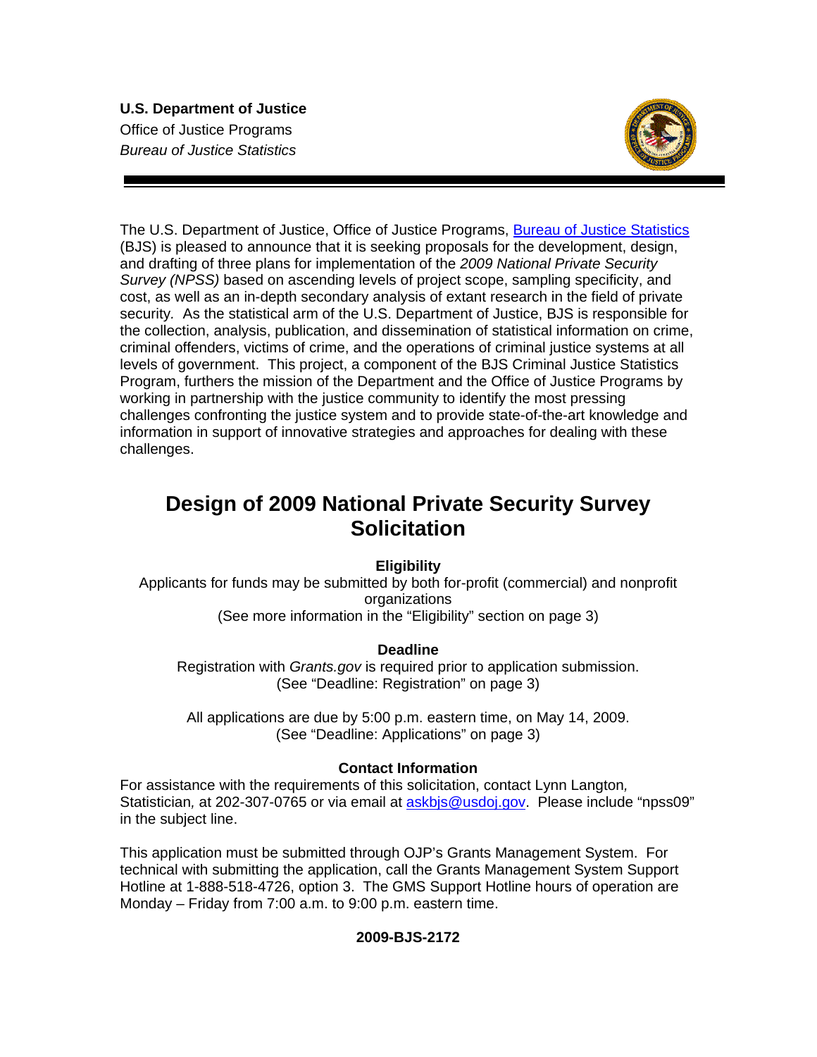**U.S. Department of Justice**
Office of Justice Programs
*Bureau of Justice Statistics*

The U.S. Department of Justice, Office of Justice Programs, Bureau of Justice Statistics (BJS) is pleased to announce that it is seeking proposals for the development, design, and drafting of three plans for implementation of the *2009 National Private Security Survey (NPSS)* based on ascending levels of project scope, sampling specificity, and cost, as well as an in-depth secondary analysis of extant research in the field of private security. As the statistical arm of the U.S. Department of Justice, BJS is responsible for the collection, analysis, publication, and dissemination of statistical information on crime, criminal offenders, victims of crime, and the operations of criminal justice systems at all levels of government. This project, a component of the BJS Criminal Justice Statistics Program, furthers the mission of the Department and the Office of Justice Programs by working in partnership with the justice community to identify the most pressing challenges confronting the justice system and to provide state-of-the-art knowledge and information in support of innovative strategies and approaches for dealing with these challenges.

# Design of 2009 National Private Security Survey Solicitation

**Eligibility**

Applicants for funds may be submitted by both for-profit (commercial) and nonprofit organizations
(See more information in the "Eligibility" section on page 3)

**Deadline**

Registration with *Grants.gov* is required prior to application submission.
(See "Deadline: Registration" on page 3)

All applications are due by 5:00 p.m. eastern time, on May 14, 2009.
(See "Deadline: Applications" on page 3)

**Contact Information**

For assistance with the requirements of this solicitation, contact Lynn Langton, Statistician, at 202-307-0765 or via email at askbjs@usdoj.gov. Please include "npss09" in the subject line.

This application must be submitted through OJP's Grants Management System. For technical with submitting the application, call the Grants Management System Support Hotline at 1-888-518-4726, option 3. The GMS Support Hotline hours of operation are Monday – Friday from 7:00 a.m. to 9:00 p.m. eastern time.

**2009-BJS-2172**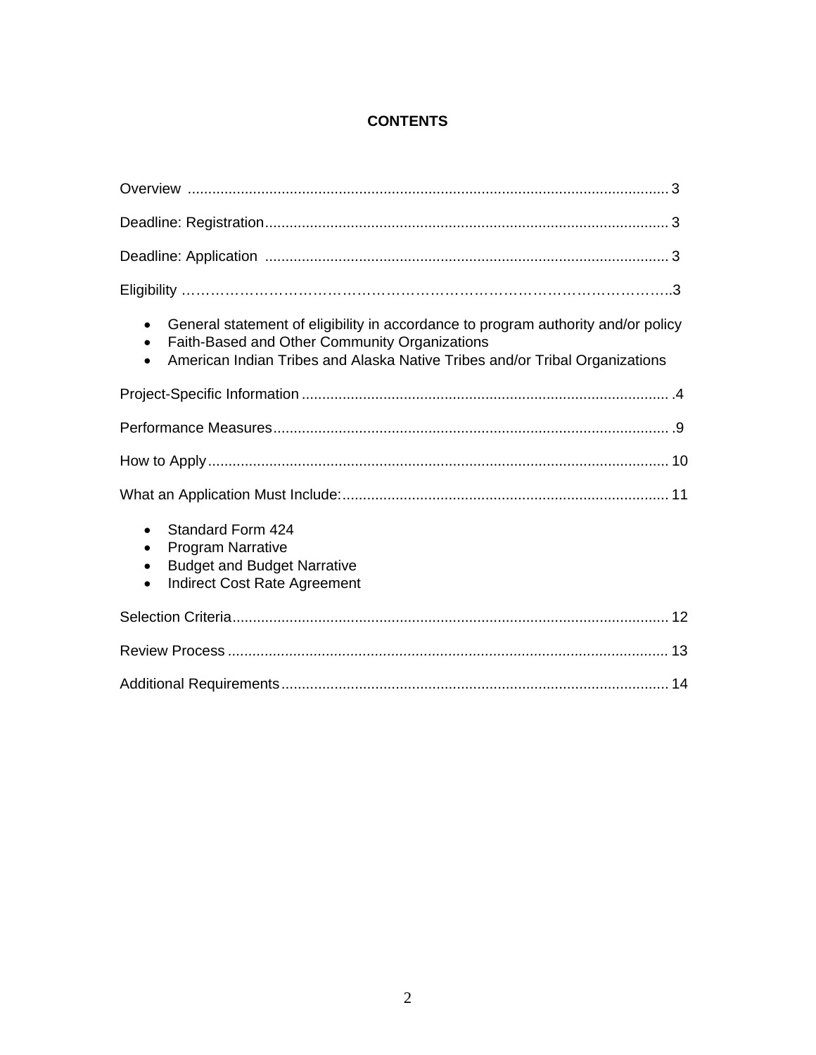# CONTENTS

Overview ..................................................................................................................... 3

Deadline: Registration................................................................................................... 3

Deadline: Application .................................................................................................. 3

Eligibility ……………………………………………………………………………………..3

- General statement of eligibility in accordance to program authority and/or policy
- Faith-Based and Other Community Organizations
- American Indian Tribes and Alaska Native Tribes and/or Tribal Organizations

Project-Specific Information ......................................................................................... .4

Performance Measures................................................................................................. .9

How to Apply ................................................................................................................ 10

What an Application Must Include:................................................................................ 11

- Standard Form 424
- Program Narrative
- Budget and Budget Narrative
- Indirect Cost Rate Agreement

Selection Criteria........................................................................................................... 12

Review Process ............................................................................................................ 13

Additional Requirements............................................................................................... 14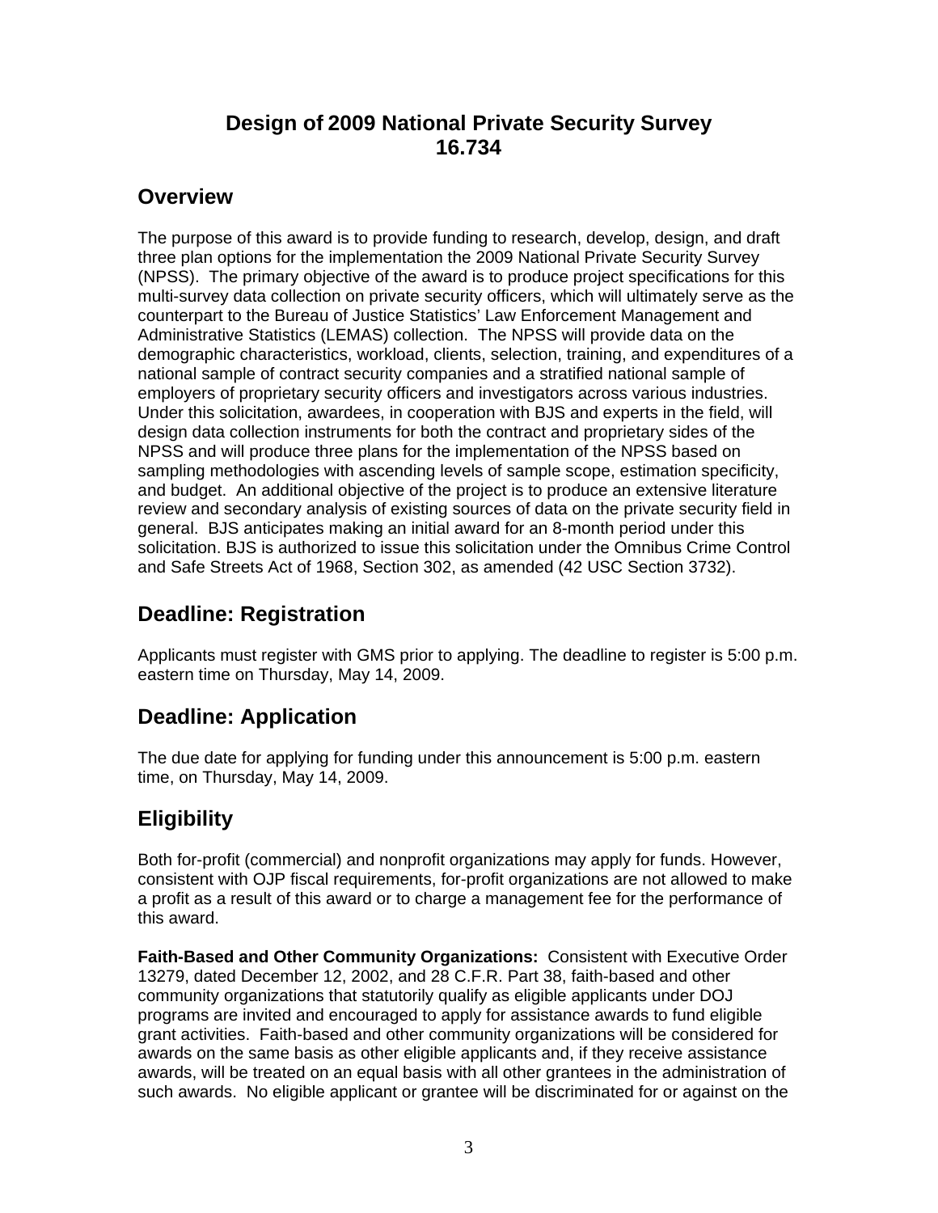# Design of 2009 National Private Security Survey 16.734

## Overview

The purpose of this award is to provide funding to research, develop, design, and draft three plan options for the implementation the 2009 National Private Security Survey (NPSS). The primary objective of the award is to produce project specifications for this multi-survey data collection on private security officers, which will ultimately serve as the counterpart to the Bureau of Justice Statistics' Law Enforcement Management and Administrative Statistics (LEMAS) collection. The NPSS will provide data on the demographic characteristics, workload, clients, selection, training, and expenditures of a national sample of contract security companies and a stratified national sample of employers of proprietary security officers and investigators across various industries. Under this solicitation, awardees, in cooperation with BJS and experts in the field, will design data collection instruments for both the contract and proprietary sides of the NPSS and will produce three plans for the implementation of the NPSS based on sampling methodologies with ascending levels of sample scope, estimation specificity, and budget. An additional objective of the project is to produce an extensive literature review and secondary analysis of existing sources of data on the private security field in general. BJS anticipates making an initial award for an 8-month period under this solicitation. BJS is authorized to issue this solicitation under the Omnibus Crime Control and Safe Streets Act of 1968, Section 302, as amended (42 USC Section 3732).

## Deadline: Registration

Applicants must register with GMS prior to applying. The deadline to register is 5:00 p.m. eastern time on Thursday, May 14, 2009.

## Deadline: Application

The due date for applying for funding under this announcement is 5:00 p.m. eastern time, on Thursday, May 14, 2009.

## Eligibility

Both for-profit (commercial) and nonprofit organizations may apply for funds. However, consistent with OJP fiscal requirements, for-profit organizations are not allowed to make a profit as a result of this award or to charge a management fee for the performance of this award.

**Faith-Based and Other Community Organizations:** Consistent with Executive Order 13279, dated December 12, 2002, and 28 C.F.R. Part 38, faith-based and other community organizations that statutorily qualify as eligible applicants under DOJ programs are invited and encouraged to apply for assistance awards to fund eligible grant activities. Faith-based and other community organizations will be considered for awards on the same basis as other eligible applicants and, if they receive assistance awards, will be treated on an equal basis with all other grantees in the administration of such awards. No eligible applicant or grantee will be discriminated for or against on the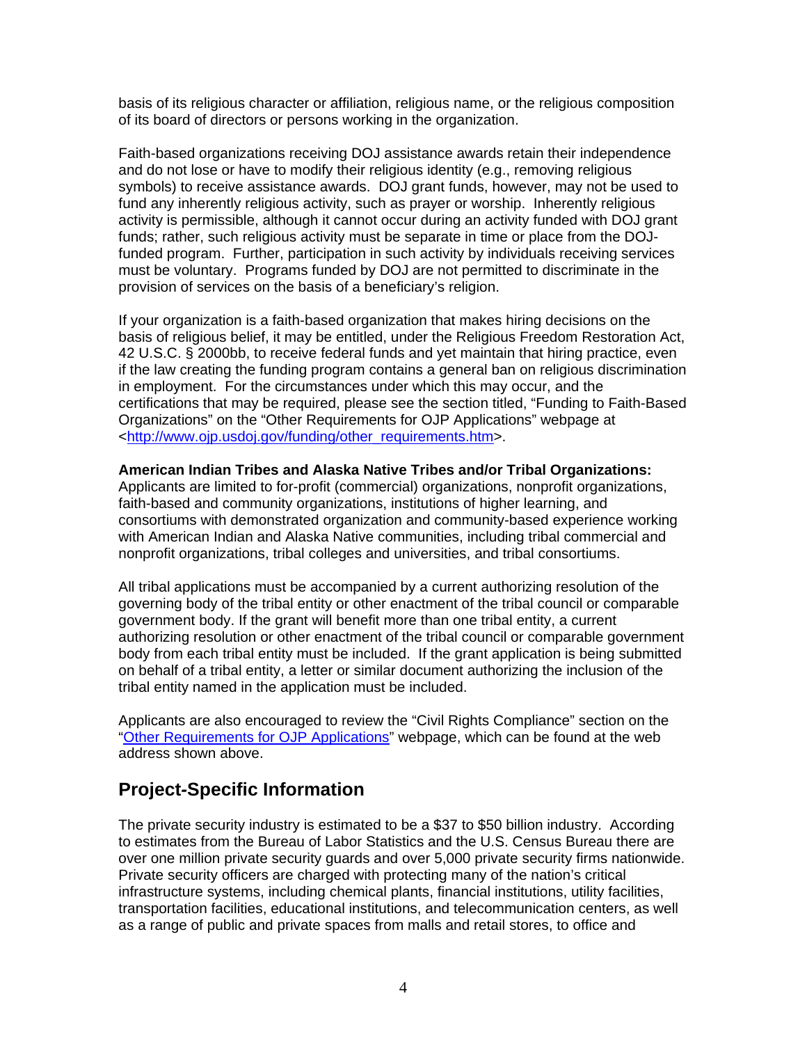basis of its religious character or affiliation, religious name, or the religious composition of its board of directors or persons working in the organization.

Faith-based organizations receiving DOJ assistance awards retain their independence and do not lose or have to modify their religious identity (e.g., removing religious symbols) to receive assistance awards. DOJ grant funds, however, may not be used to fund any inherently religious activity, such as prayer or worship. Inherently religious activity is permissible, although it cannot occur during an activity funded with DOJ grant funds; rather, such religious activity must be separate in time or place from the DOJ-funded program. Further, participation in such activity by individuals receiving services must be voluntary. Programs funded by DOJ are not permitted to discriminate in the provision of services on the basis of a beneficiary's religion.

If your organization is a faith-based organization that makes hiring decisions on the basis of religious belief, it may be entitled, under the Religious Freedom Restoration Act, 42 U.S.C. § 2000bb, to receive federal funds and yet maintain that hiring practice, even if the law creating the funding program contains a general ban on religious discrimination in employment. For the circumstances under which this may occur, and the certifications that may be required, please see the section titled, "Funding to Faith-Based Organizations" on the "Other Requirements for OJP Applications" webpage at <http://www.ojp.usdoj.gov/funding/other_requirements.htm>.

**American Indian Tribes and Alaska Native Tribes and/or Tribal Organizations:** Applicants are limited to for-profit (commercial) organizations, nonprofit organizations, faith-based and community organizations, institutions of higher learning, and consortiums with demonstrated organization and community-based experience working with American Indian and Alaska Native communities, including tribal commercial and nonprofit organizations, tribal colleges and universities, and tribal consortiums.

All tribal applications must be accompanied by a current authorizing resolution of the governing body of the tribal entity or other enactment of the tribal council or comparable government body. If the grant will benefit more than one tribal entity, a current authorizing resolution or other enactment of the tribal council or comparable government body from each tribal entity must be included. If the grant application is being submitted on behalf of a tribal entity, a letter or similar document authorizing the inclusion of the tribal entity named in the application must be included.

Applicants are also encouraged to review the "Civil Rights Compliance" section on the "Other Requirements for OJP Applications" webpage, which can be found at the web address shown above.

## Project-Specific Information

The private security industry is estimated to be a $37 to $50 billion industry. According to estimates from the Bureau of Labor Statistics and the U.S. Census Bureau there are over one million private security guards and over 5,000 private security firms nationwide. Private security officers are charged with protecting many of the nation's critical infrastructure systems, including chemical plants, financial institutions, utility facilities, transportation facilities, educational institutions, and telecommunication centers, as well as a range of public and private spaces from malls and retail stores, to office and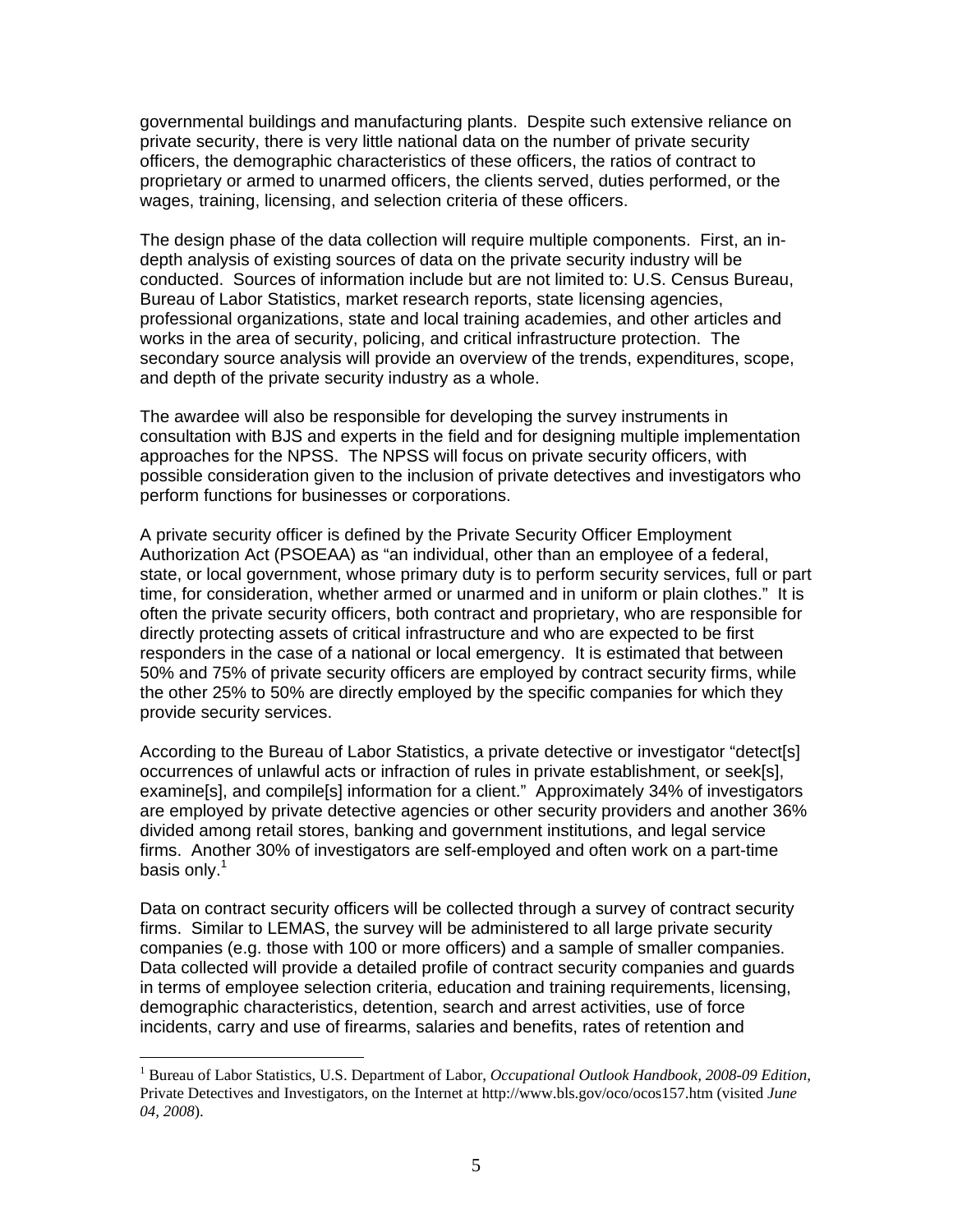governmental buildings and manufacturing plants. Despite such extensive reliance on private security, there is very little national data on the number of private security officers, the demographic characteristics of these officers, the ratios of contract to proprietary or armed to unarmed officers, the clients served, duties performed, or the wages, training, licensing, and selection criteria of these officers.

The design phase of the data collection will require multiple components. First, an in-depth analysis of existing sources of data on the private security industry will be conducted. Sources of information include but are not limited to: U.S. Census Bureau, Bureau of Labor Statistics, market research reports, state licensing agencies, professional organizations, state and local training academies, and other articles and works in the area of security, policing, and critical infrastructure protection. The secondary source analysis will provide an overview of the trends, expenditures, scope, and depth of the private security industry as a whole.

The awardee will also be responsible for developing the survey instruments in consultation with BJS and experts in the field and for designing multiple implementation approaches for the NPSS. The NPSS will focus on private security officers, with possible consideration given to the inclusion of private detectives and investigators who perform functions for businesses or corporations.

A private security officer is defined by the Private Security Officer Employment Authorization Act (PSOEAA) as "an individual, other than an employee of a federal, state, or local government, whose primary duty is to perform security services, full or part time, for consideration, whether armed or unarmed and in uniform or plain clothes." It is often the private security officers, both contract and proprietary, who are responsible for directly protecting assets of critical infrastructure and who are expected to be first responders in the case of a national or local emergency. It is estimated that between 50% and 75% of private security officers are employed by contract security firms, while the other 25% to 50% are directly employed by the specific companies for which they provide security services.

According to the Bureau of Labor Statistics, a private detective or investigator "detect[s] occurrences of unlawful acts or infraction of rules in private establishment, or seek[s], examine[s], and compile[s] information for a client." Approximately 34% of investigators are employed by private detective agencies or other security providers and another 36% divided among retail stores, banking and government institutions, and legal service firms. Another 30% of investigators are self-employed and often work on a part-time basis only.[1]

Data on contract security officers will be collected through a survey of contract security firms. Similar to LEMAS, the survey will be administered to all large private security companies (e.g. those with 100 or more officers) and a sample of smaller companies. Data collected will provide a detailed profile of contract security companies and guards in terms of employee selection criteria, education and training requirements, licensing, demographic characteristics, detention, search and arrest activities, use of force incidents, carry and use of firearms, salaries and benefits, rates of retention and

---

[1] Bureau of Labor Statistics, U.S. Department of Labor, *Occupational Outlook Handbook, 2008-09 Edition*, Private Detectives and Investigators, on the Internet at http://www.bls.gov/oco/ocos157.htm (visited *June 04, 2008*).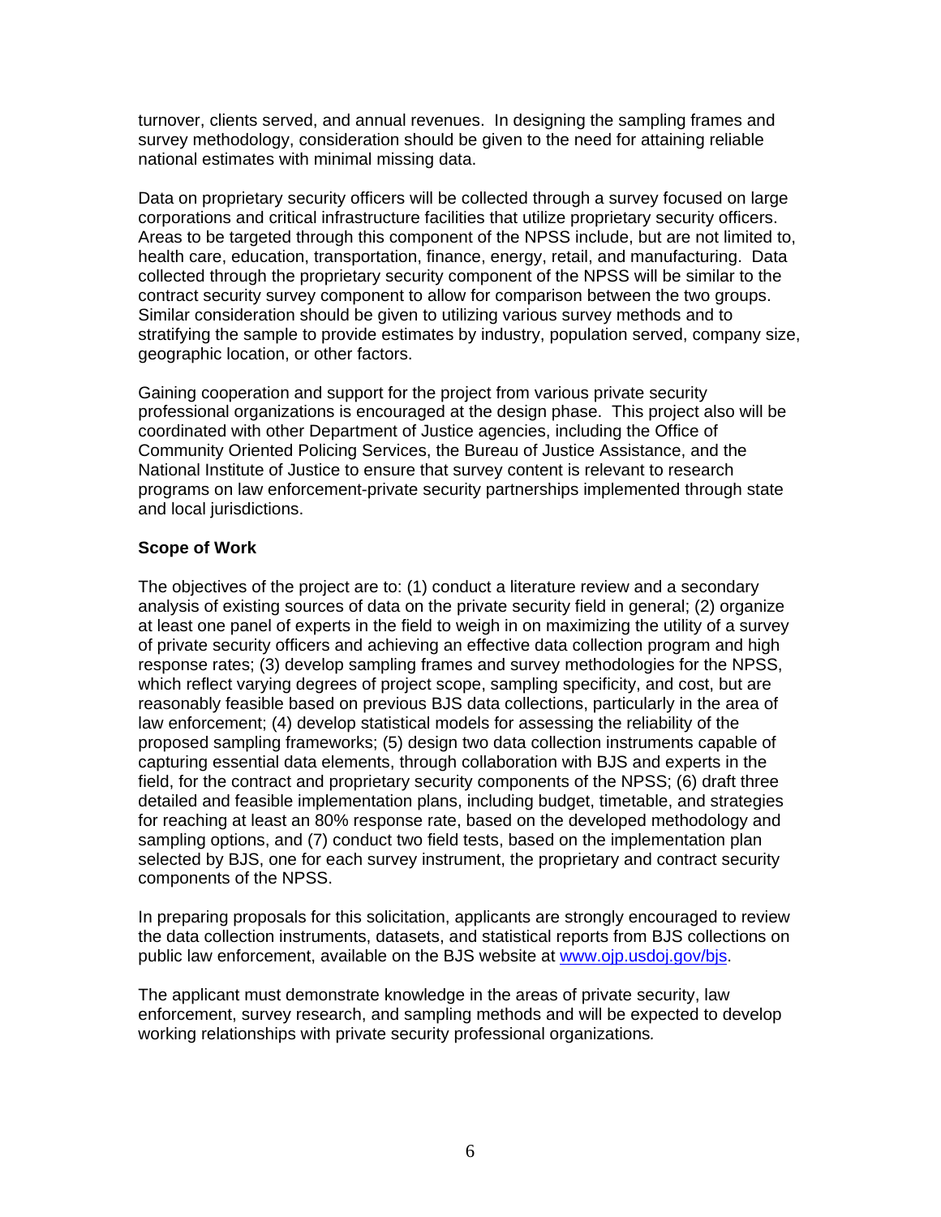turnover, clients served, and annual revenues. In designing the sampling frames and survey methodology, consideration should be given to the need for attaining reliable national estimates with minimal missing data.

Data on proprietary security officers will be collected through a survey focused on large corporations and critical infrastructure facilities that utilize proprietary security officers. Areas to be targeted through this component of the NPSS include, but are not limited to, health care, education, transportation, finance, energy, retail, and manufacturing. Data collected through the proprietary security component of the NPSS will be similar to the contract security survey component to allow for comparison between the two groups. Similar consideration should be given to utilizing various survey methods and to stratifying the sample to provide estimates by industry, population served, company size, geographic location, or other factors.

Gaining cooperation and support for the project from various private security professional organizations is encouraged at the design phase. This project also will be coordinated with other Department of Justice agencies, including the Office of Community Oriented Policing Services, the Bureau of Justice Assistance, and the National Institute of Justice to ensure that survey content is relevant to research programs on law enforcement-private security partnerships implemented through state and local jurisdictions.

**Scope of Work**

The objectives of the project are to: (1) conduct a literature review and a secondary analysis of existing sources of data on the private security field in general; (2) organize at least one panel of experts in the field to weigh in on maximizing the utility of a survey of private security officers and achieving an effective data collection program and high response rates; (3) develop sampling frames and survey methodologies for the NPSS, which reflect varying degrees of project scope, sampling specificity, and cost, but are reasonably feasible based on previous BJS data collections, particularly in the area of law enforcement; (4) develop statistical models for assessing the reliability of the proposed sampling frameworks; (5) design two data collection instruments capable of capturing essential data elements, through collaboration with BJS and experts in the field, for the contract and proprietary security components of the NPSS; (6) draft three detailed and feasible implementation plans, including budget, timetable, and strategies for reaching at least an 80% response rate, based on the developed methodology and sampling options, and (7) conduct two field tests, based on the implementation plan selected by BJS, one for each survey instrument, the proprietary and contract security components of the NPSS.

In preparing proposals for this solicitation, applicants are strongly encouraged to review the data collection instruments, datasets, and statistical reports from BJS collections on public law enforcement, available on the BJS website at www.ojp.usdoj.gov/bjs.

The applicant must demonstrate knowledge in the areas of private security, law enforcement, survey research, and sampling methods and will be expected to develop working relationships with private security professional organizations*.*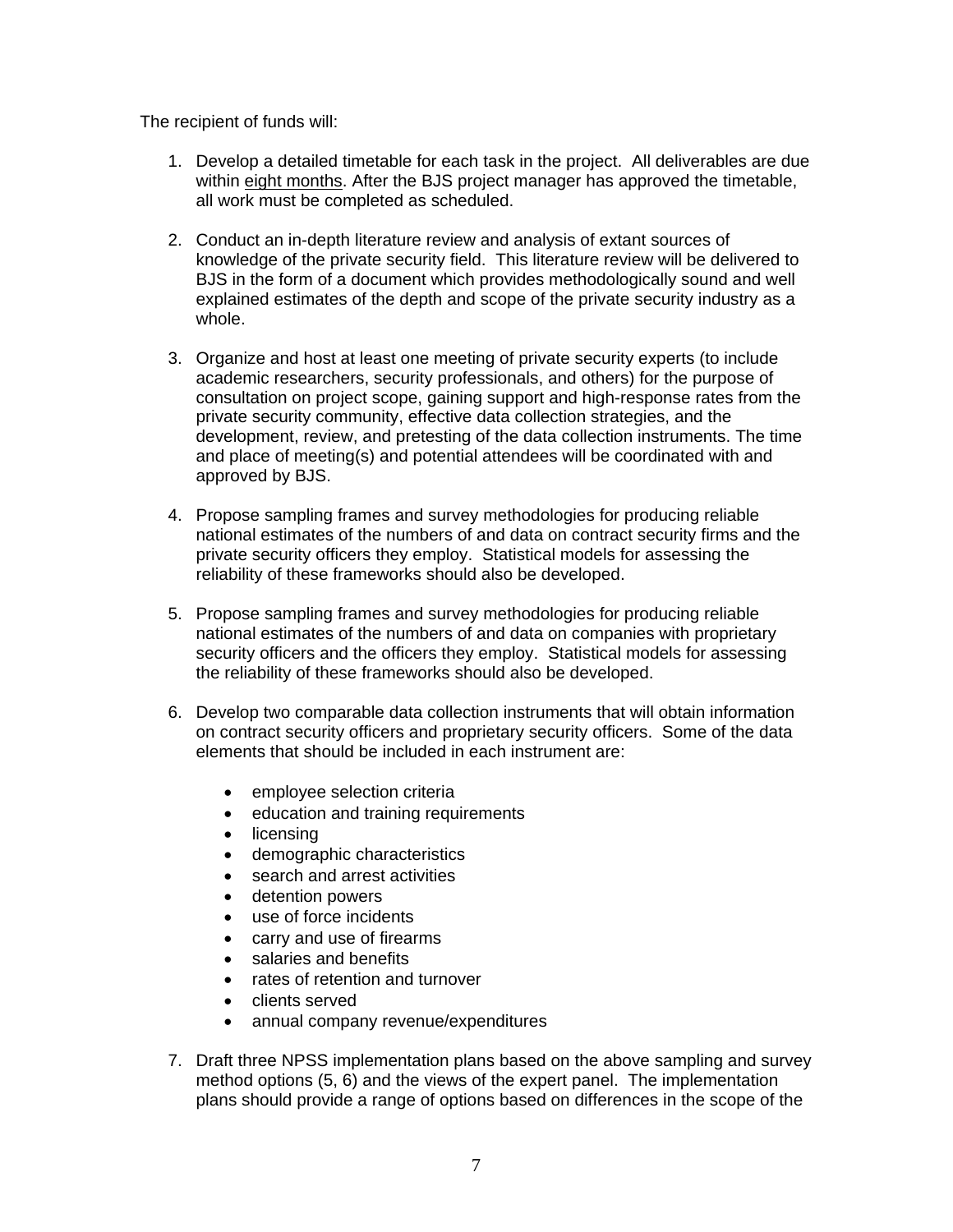The recipient of funds will:

1. Develop a detailed timetable for each task in the project. All deliverables are due within <u>eight months</u>. After the BJS project manager has approved the timetable, all work must be completed as scheduled.

2. Conduct an in-depth literature review and analysis of extant sources of knowledge of the private security field. This literature review will be delivered to BJS in the form of a document which provides methodologically sound and well explained estimates of the depth and scope of the private security industry as a whole.

3. Organize and host at least one meeting of private security experts (to include academic researchers, security professionals, and others) for the purpose of consultation on project scope, gaining support and high-response rates from the private security community, effective data collection strategies, and the development, review, and pretesting of the data collection instruments. The time and place of meeting(s) and potential attendees will be coordinated with and approved by BJS.

4. Propose sampling frames and survey methodologies for producing reliable national estimates of the numbers of and data on contract security firms and the private security officers they employ. Statistical models for assessing the reliability of these frameworks should also be developed.

5. Propose sampling frames and survey methodologies for producing reliable national estimates of the numbers of and data on companies with proprietary security officers and the officers they employ. Statistical models for assessing the reliability of these frameworks should also be developed.

6. Develop two comparable data collection instruments that will obtain information on contract security officers and proprietary security officers. Some of the data elements that should be included in each instrument are:

   - employee selection criteria
   - education and training requirements
   - licensing
   - demographic characteristics
   - search and arrest activities
   - detention powers
   - use of force incidents
   - carry and use of firearms
   - salaries and benefits
   - rates of retention and turnover
   - clients served
   - annual company revenue/expenditures

7. Draft three NPSS implementation plans based on the above sampling and survey method options (5, 6) and the views of the expert panel. The implementation plans should provide a range of options based on differences in the scope of the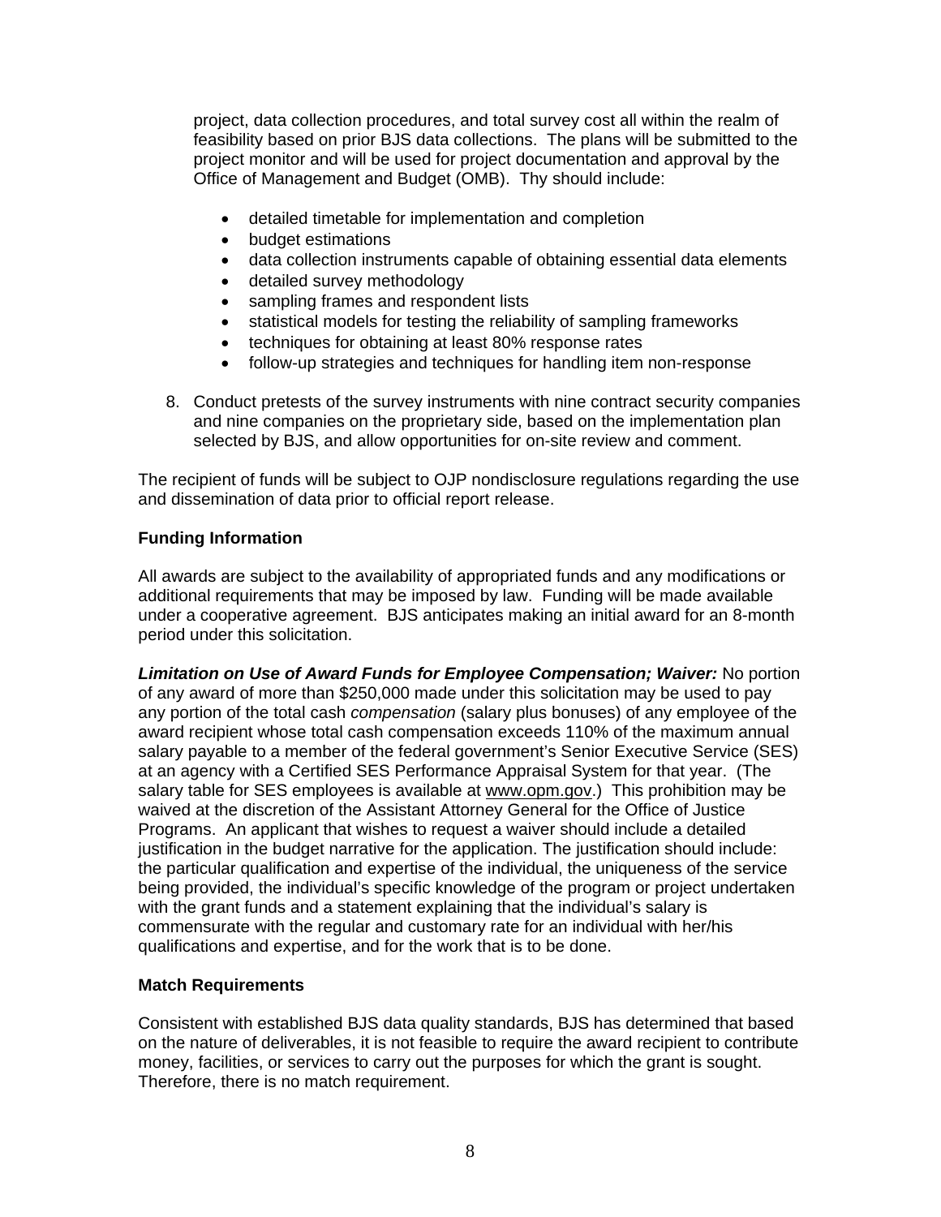project, data collection procedures, and total survey cost all within the realm of feasibility based on prior BJS data collections. The plans will be submitted to the project monitor and will be used for project documentation and approval by the Office of Management and Budget (OMB). Thy should include:

- detailed timetable for implementation and completion
- budget estimations
- data collection instruments capable of obtaining essential data elements
- detailed survey methodology
- sampling frames and respondent lists
- statistical models for testing the reliability of sampling frameworks
- techniques for obtaining at least 80% response rates
- follow-up strategies and techniques for handling item non-response

8. Conduct pretests of the survey instruments with nine contract security companies and nine companies on the proprietary side, based on the implementation plan selected by BJS, and allow opportunities for on-site review and comment.

The recipient of funds will be subject to OJP nondisclosure regulations regarding the use and dissemination of data prior to official report release.

**Funding Information**

All awards are subject to the availability of appropriated funds and any modifications or additional requirements that may be imposed by law. Funding will be made available under a cooperative agreement. BJS anticipates making an initial award for an 8-month period under this solicitation.

***Limitation on Use of Award Funds for Employee Compensation; Waiver:*** No portion of any award of more than $250,000 made under this solicitation may be used to pay any portion of the total cash *compensation* (salary plus bonuses) of any employee of the award recipient whose total cash compensation exceeds 110% of the maximum annual salary payable to a member of the federal government's Senior Executive Service (SES) at an agency with a Certified SES Performance Appraisal System for that year. (The salary table for SES employees is available at www.opm.gov.) This prohibition may be waived at the discretion of the Assistant Attorney General for the Office of Justice Programs. An applicant that wishes to request a waiver should include a detailed justification in the budget narrative for the application. The justification should include: the particular qualification and expertise of the individual, the uniqueness of the service being provided, the individual's specific knowledge of the program or project undertaken with the grant funds and a statement explaining that the individual's salary is commensurate with the regular and customary rate for an individual with her/his qualifications and expertise, and for the work that is to be done.

**Match Requirements**

Consistent with established BJS data quality standards, BJS has determined that based on the nature of deliverables, it is not feasible to require the award recipient to contribute money, facilities, or services to carry out the purposes for which the grant is sought. Therefore, there is no match requirement.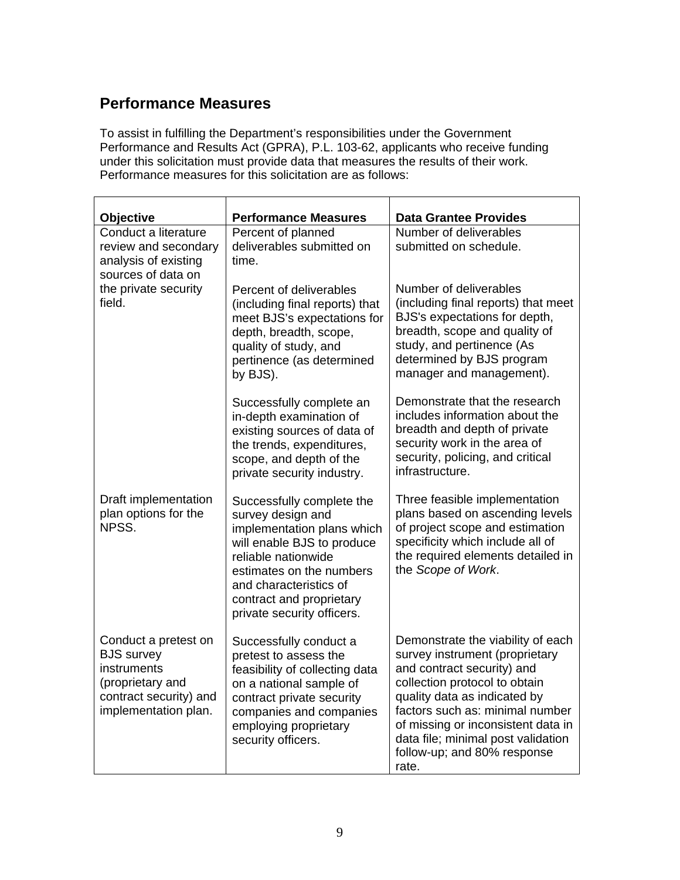## Performance Measures

To assist in fulfilling the Department's responsibilities under the Government Performance and Results Act (GPRA), P.L. 103-62, applicants who receive funding under this solicitation must provide data that measures the results of their work. Performance measures for this solicitation are as follows:

| Objective | Performance Measures | Data Grantee Provides |
| --- | --- | --- |
| Conduct a literature review and secondary analysis of existing sources of data on the private security field. | Percent of planned deliverables submitted on time. | Number of deliverables submitted on schedule. |
| | Percent of deliverables (including final reports) that meet BJS's expectations for depth, breadth, scope, quality of study, and pertinence (as determined by BJS). | Number of deliverables (including final reports) that meet BJS's expectations for depth, breadth, scope and quality of study, and pertinence (As determined by BJS program manager and management). |
| | Successfully complete an in-depth examination of existing sources of data of the trends, expenditures, scope, and depth of the private security industry. | Demonstrate that the research includes information about the breadth and depth of private security work in the area of security, policing, and critical infrastructure. |
| Draft implementation plan options for the NPSS. | Successfully complete the survey design and implementation plans which will enable BJS to produce reliable nationwide estimates on the numbers and characteristics of contract and proprietary private security officers. | Three feasible implementation plans based on ascending levels of project scope and estimation specificity which include all of the required elements detailed in the *Scope of Work*. |
| Conduct a pretest on BJS survey instruments (proprietary and contract security) and implementation plan. | Successfully conduct a pretest to assess the feasibility of collecting data on a national sample of contract private security companies and companies employing proprietary security officers. | Demonstrate the viability of each survey instrument (proprietary and contract security) and collection protocol to obtain quality data as indicated by factors such as: minimal number of missing or inconsistent data in data file; minimal post validation follow-up; and 80% response rate. |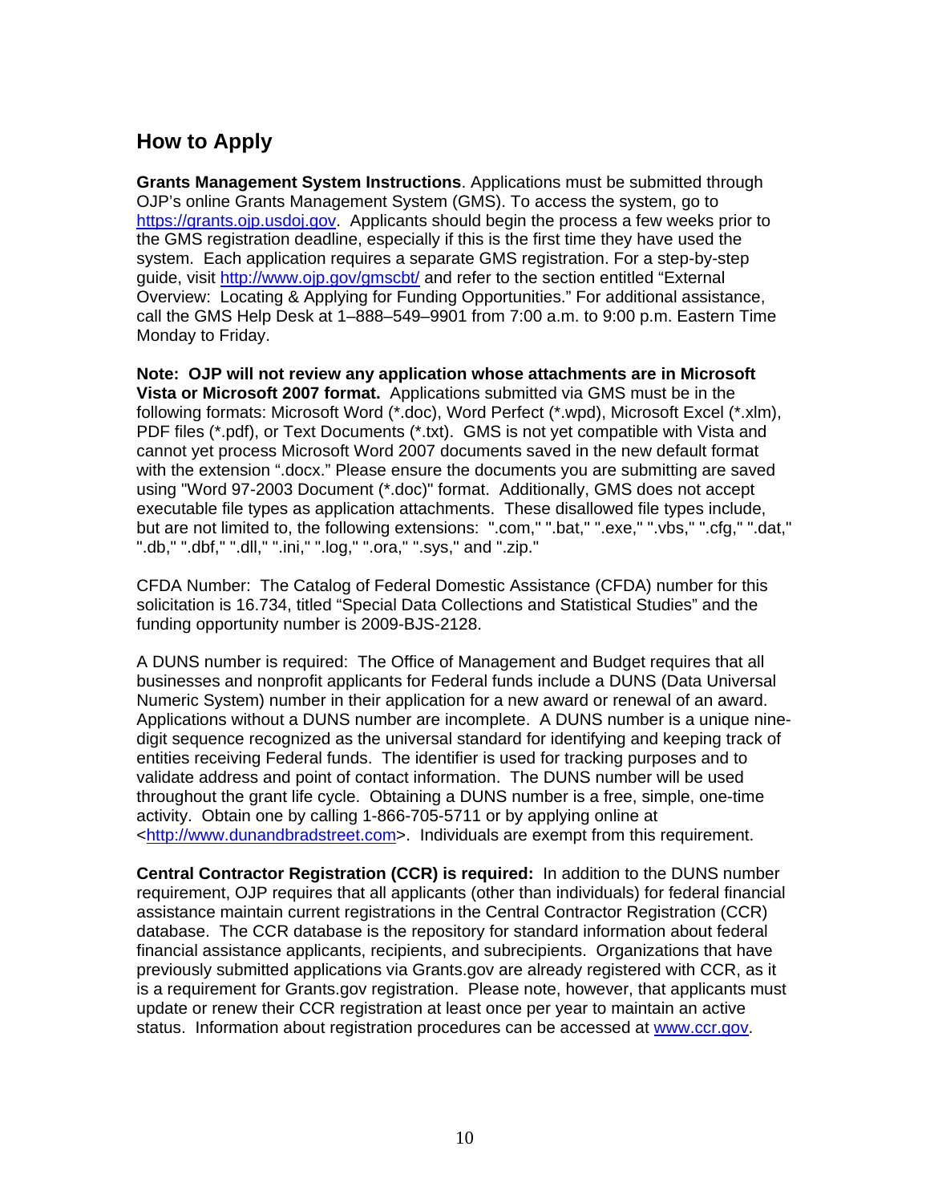## How to Apply

**Grants Management System Instructions**. Applications must be submitted through OJP's online Grants Management System (GMS). To access the system, go to https://grants.ojp.usdoj.gov. Applicants should begin the process a few weeks prior to the GMS registration deadline, especially if this is the first time they have used the system. Each application requires a separate GMS registration. For a step-by-step guide, visit http://www.ojp.gov/gmscbt/ and refer to the section entitled "External Overview: Locating & Applying for Funding Opportunities." For additional assistance, call the GMS Help Desk at 1–888–549–9901 from 7:00 a.m. to 9:00 p.m. Eastern Time Monday to Friday.

**Note: OJP will not review any application whose attachments are in Microsoft Vista or Microsoft 2007 format.** Applications submitted via GMS must be in the following formats: Microsoft Word (*.doc), Word Perfect (*.wpd), Microsoft Excel (*.xlm), PDF files (*.pdf), or Text Documents (*.txt). GMS is not yet compatible with Vista and cannot yet process Microsoft Word 2007 documents saved in the new default format with the extension ".docx." Please ensure the documents you are submitting are saved using "Word 97-2003 Document (*.doc)" format. Additionally, GMS does not accept executable file types as application attachments. These disallowed file types include, but are not limited to, the following extensions: ".com," ".bat," ".exe," ".vbs," ".cfg," ".dat," ".db," ".dbf," ".dll," ".ini," ".log," ".ora," ".sys," and ".zip."

CFDA Number: The Catalog of Federal Domestic Assistance (CFDA) number for this solicitation is 16.734, titled "Special Data Collections and Statistical Studies" and the funding opportunity number is 2009-BJS-2128.

A DUNS number is required: The Office of Management and Budget requires that all businesses and nonprofit applicants for Federal funds include a DUNS (Data Universal Numeric System) number in their application for a new award or renewal of an award. Applications without a DUNS number are incomplete. A DUNS number is a unique nine-digit sequence recognized as the universal standard for identifying and keeping track of entities receiving Federal funds. The identifier is used for tracking purposes and to validate address and point of contact information. The DUNS number will be used throughout the grant life cycle. Obtaining a DUNS number is a free, simple, one-time activity. Obtain one by calling 1-866-705-5711 or by applying online at <http://www.dunandbradstreet.com>. Individuals are exempt from this requirement.

**Central Contractor Registration (CCR) is required:** In addition to the DUNS number requirement, OJP requires that all applicants (other than individuals) for federal financial assistance maintain current registrations in the Central Contractor Registration (CCR) database. The CCR database is the repository for standard information about federal financial assistance applicants, recipients, and subrecipients. Organizations that have previously submitted applications via Grants.gov are already registered with CCR, as it is a requirement for Grants.gov registration. Please note, however, that applicants must update or renew their CCR registration at least once per year to maintain an active status. Information about registration procedures can be accessed at www.ccr.gov.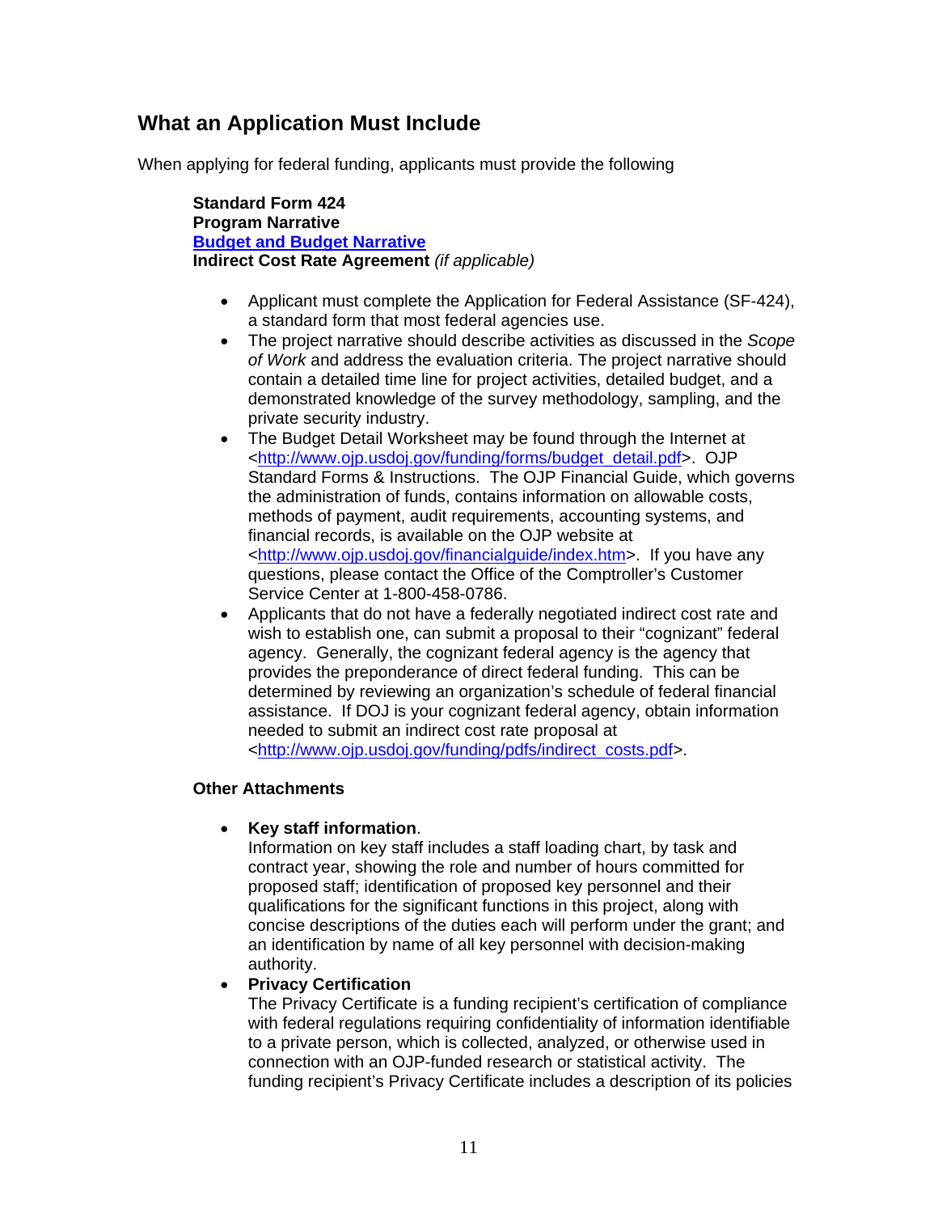## What an Application Must Include

When applying for federal funding, applicants must provide the following

**Standard Form 424**
**Program Narrative**
**Budget and Budget Narrative**
**Indirect Cost Rate Agreement** *(if applicable)*

- Applicant must complete the Application for Federal Assistance (SF-424), a standard form that most federal agencies use.
- The project narrative should describe activities as discussed in the *Scope of Work* and address the evaluation criteria. The project narrative should contain a detailed time line for project activities, detailed budget, and a demonstrated knowledge of the survey methodology, sampling, and the private security industry.
- The Budget Detail Worksheet may be found through the Internet at <http://www.ojp.usdoj.gov/funding/forms/budget_detail.pdf>. OJP Standard Forms & Instructions. The OJP Financial Guide, which governs the administration of funds, contains information on allowable costs, methods of payment, audit requirements, accounting systems, and financial records, is available on the OJP website at <http://www.ojp.usdoj.gov/financialguide/index.htm>. If you have any questions, please contact the Office of the Comptroller's Customer Service Center at 1-800-458-0786.
- Applicants that do not have a federally negotiated indirect cost rate and wish to establish one, can submit a proposal to their "cognizant" federal agency. Generally, the cognizant federal agency is the agency that provides the preponderance of direct federal funding. This can be determined by reviewing an organization's schedule of federal financial assistance. If DOJ is your cognizant federal agency, obtain information needed to submit an indirect cost rate proposal at <http://www.ojp.usdoj.gov/funding/pdfs/indirect_costs.pdf>.

**Other Attachments**

- **Key staff information**.
  Information on key staff includes a staff loading chart, by task and contract year, showing the role and number of hours committed for proposed staff; identification of proposed key personnel and their qualifications for the significant functions in this project, along with concise descriptions of the duties each will perform under the grant; and an identification by name of all key personnel with decision-making authority.
- **Privacy Certification**
  The Privacy Certificate is a funding recipient's certification of compliance with federal regulations requiring confidentiality of information identifiable to a private person, which is collected, analyzed, or otherwise used in connection with an OJP-funded research or statistical activity. The funding recipient's Privacy Certificate includes a description of its policies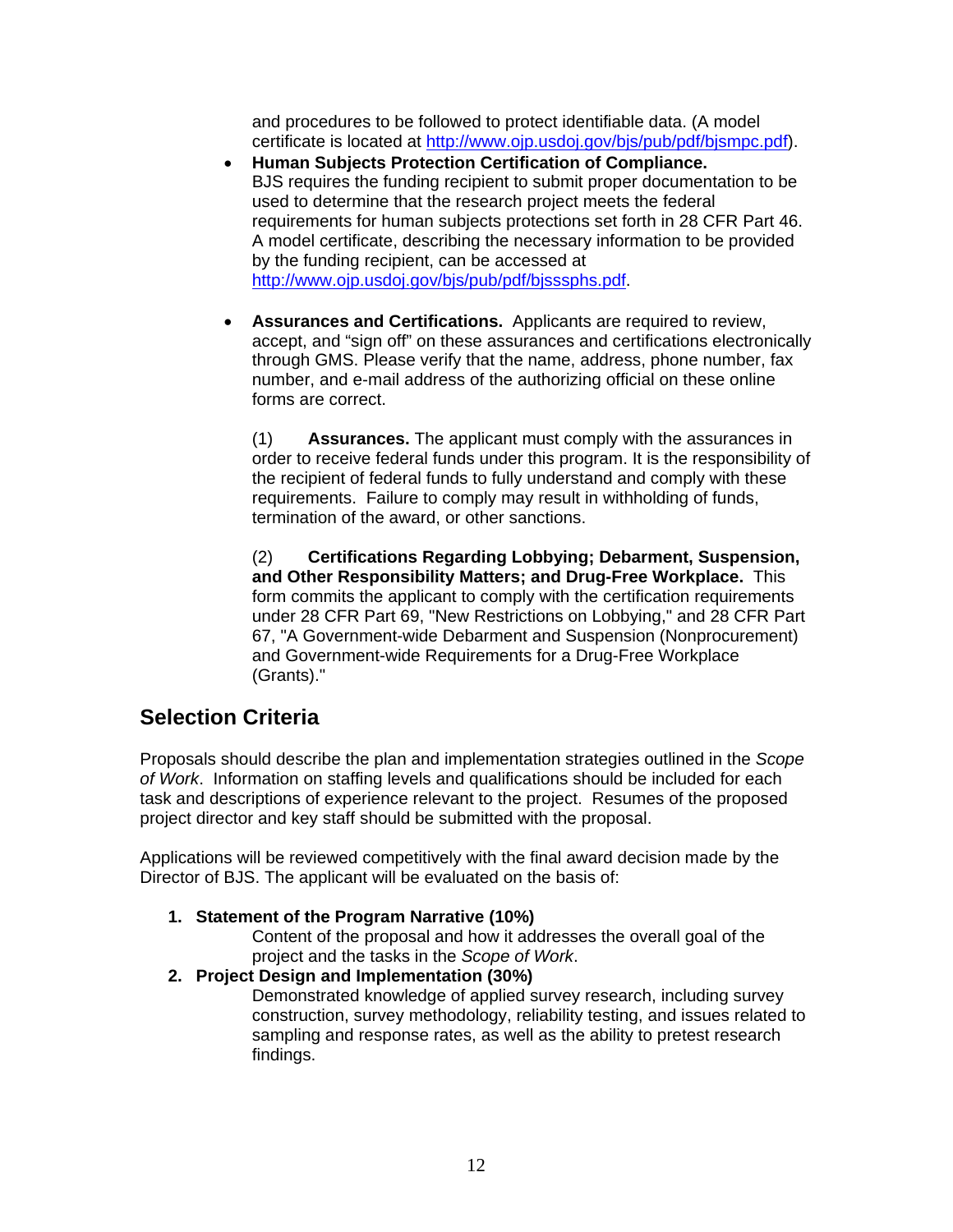and procedures to be followed to protect identifiable data. (A model certificate is located at http://www.ojp.usdoj.gov/bjs/pub/pdf/bjsmpc.pdf).

- **Human Subjects Protection Certification of Compliance.** BJS requires the funding recipient to submit proper documentation to be used to determine that the research project meets the federal requirements for human subjects protections set forth in 28 CFR Part 46. A model certificate, describing the necessary information to be provided by the funding recipient, can be accessed at http://www.ojp.usdoj.gov/bjs/pub/pdf/bjsssphs.pdf.

- **Assurances and Certifications.** Applicants are required to review, accept, and "sign off" on these assurances and certifications electronically through GMS. Please verify that the name, address, phone number, fax number, and e-mail address of the authorizing official on these online forms are correct.

  (1) **Assurances.** The applicant must comply with the assurances in order to receive federal funds under this program. It is the responsibility of the recipient of federal funds to fully understand and comply with these requirements. Failure to comply may result in withholding of funds, termination of the award, or other sanctions.

  (2) **Certifications Regarding Lobbying; Debarment, Suspension, and Other Responsibility Matters; and Drug-Free Workplace.** This form commits the applicant to comply with the certification requirements under 28 CFR Part 69, "New Restrictions on Lobbying," and 28 CFR Part 67, "A Government-wide Debarment and Suspension (Nonprocurement) and Government-wide Requirements for a Drug-Free Workplace (Grants)."

## Selection Criteria

Proposals should describe the plan and implementation strategies outlined in the *Scope of Work*. Information on staffing levels and qualifications should be included for each task and descriptions of experience relevant to the project. Resumes of the proposed project director and key staff should be submitted with the proposal.

Applications will be reviewed competitively with the final award decision made by the Director of BJS. The applicant will be evaluated on the basis of:

1. **Statement of the Program Narrative (10%)**
   Content of the proposal and how it addresses the overall goal of the project and the tasks in the *Scope of Work*.
2. **Project Design and Implementation (30%)**
   Demonstrated knowledge of applied survey research, including survey construction, survey methodology, reliability testing, and issues related to sampling and response rates, as well as the ability to pretest research findings.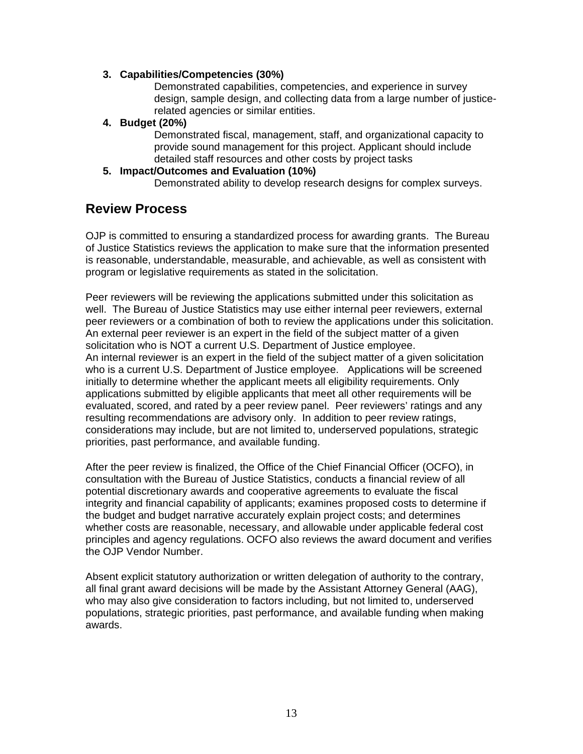3. **Capabilities/Competencies (30%)**
   Demonstrated capabilities, competencies, and experience in survey design, sample design, and collecting data from a large number of justice-related agencies or similar entities.
4. **Budget (20%)**
   Demonstrated fiscal, management, staff, and organizational capacity to provide sound management for this project. Applicant should include detailed staff resources and other costs by project tasks
5. **Impact/Outcomes and Evaluation (10%)**
   Demonstrated ability to develop research designs for complex surveys.

## Review Process

OJP is committed to ensuring a standardized process for awarding grants. The Bureau of Justice Statistics reviews the application to make sure that the information presented is reasonable, understandable, measurable, and achievable, as well as consistent with program or legislative requirements as stated in the solicitation.

Peer reviewers will be reviewing the applications submitted under this solicitation as well. The Bureau of Justice Statistics may use either internal peer reviewers, external peer reviewers or a combination of both to review the applications under this solicitation. An external peer reviewer is an expert in the field of the subject matter of a given solicitation who is NOT a current U.S. Department of Justice employee. An internal reviewer is an expert in the field of the subject matter of a given solicitation who is a current U.S. Department of Justice employee. Applications will be screened initially to determine whether the applicant meets all eligibility requirements. Only applications submitted by eligible applicants that meet all other requirements will be evaluated, scored, and rated by a peer review panel. Peer reviewers' ratings and any resulting recommendations are advisory only. In addition to peer review ratings, considerations may include, but are not limited to, underserved populations, strategic priorities, past performance, and available funding.

After the peer review is finalized, the Office of the Chief Financial Officer (OCFO), in consultation with the Bureau of Justice Statistics, conducts a financial review of all potential discretionary awards and cooperative agreements to evaluate the fiscal integrity and financial capability of applicants; examines proposed costs to determine if the budget and budget narrative accurately explain project costs; and determines whether costs are reasonable, necessary, and allowable under applicable federal cost principles and agency regulations. OCFO also reviews the award document and verifies the OJP Vendor Number.

Absent explicit statutory authorization or written delegation of authority to the contrary, all final grant award decisions will be made by the Assistant Attorney General (AAG), who may also give consideration to factors including, but not limited to, underserved populations, strategic priorities, past performance, and available funding when making awards.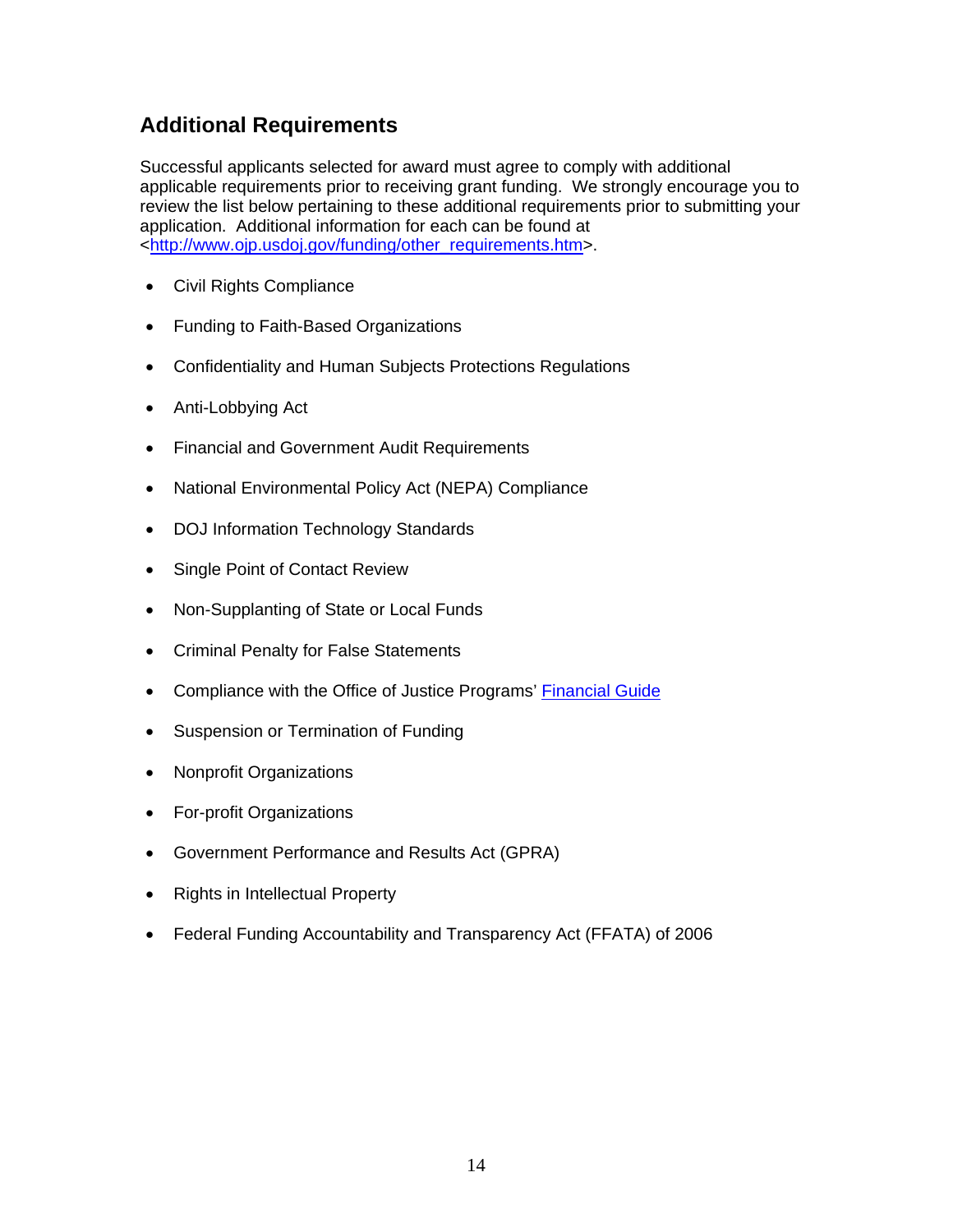## Additional Requirements

Successful applicants selected for award must agree to comply with additional applicable requirements prior to receiving grant funding. We strongly encourage you to review the list below pertaining to these additional requirements prior to submitting your application. Additional information for each can be found at <http://www.ojp.usdoj.gov/funding/other_requirements.htm>.

- Civil Rights Compliance
- Funding to Faith-Based Organizations
- Confidentiality and Human Subjects Protections Regulations
- Anti-Lobbying Act
- Financial and Government Audit Requirements
- National Environmental Policy Act (NEPA) Compliance
- DOJ Information Technology Standards
- Single Point of Contact Review
- Non-Supplanting of State or Local Funds
- Criminal Penalty for False Statements
- Compliance with the Office of Justice Programs' Financial Guide
- Suspension or Termination of Funding
- Nonprofit Organizations
- For-profit Organizations
- Government Performance and Results Act (GPRA)
- Rights in Intellectual Property
- Federal Funding Accountability and Transparency Act (FFATA) of 2006